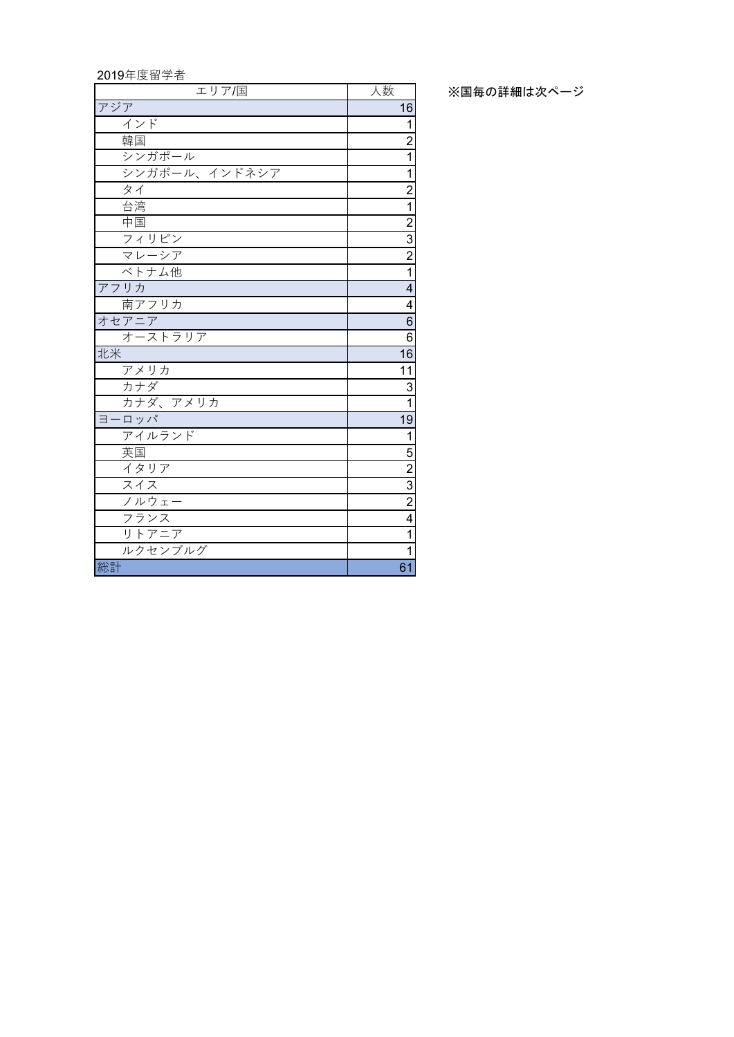2019年度留学者

| エリア/国 | 人数 |
|---|---|
| アジア | 16 |
| インド | 1 |
| 韓国 | 2 |
| シンガポール | 1 |
| シンガポール、インドネシア | 1 |
| タイ | 2 |
| 台湾 | 1 |
| 中国 | 2 |
| フィリピン | 3 |
| マレーシア | 2 |
| ベトナム他 | 1 |
| アフリカ | 4 |
| 南アフリカ | 4 |
| オセアニア | 6 |
| オーストラリア | 6 |
| 北米 | 16 |
| アメリカ | 11 |
| カナダ | 3 |
| カナダ、アメリカ | 1 |
| ヨーロッパ | 19 |
| アイルランド | 1 |
| 英国 | 5 |
| イタリア | 2 |
| スイス | 3 |
| ノルウェー | 2 |
| フランス | 4 |
| リトアニア | 1 |
| ルクセンブルグ | 1 |
| 総計 | 61 |

**※国毎の詳細は次ページ**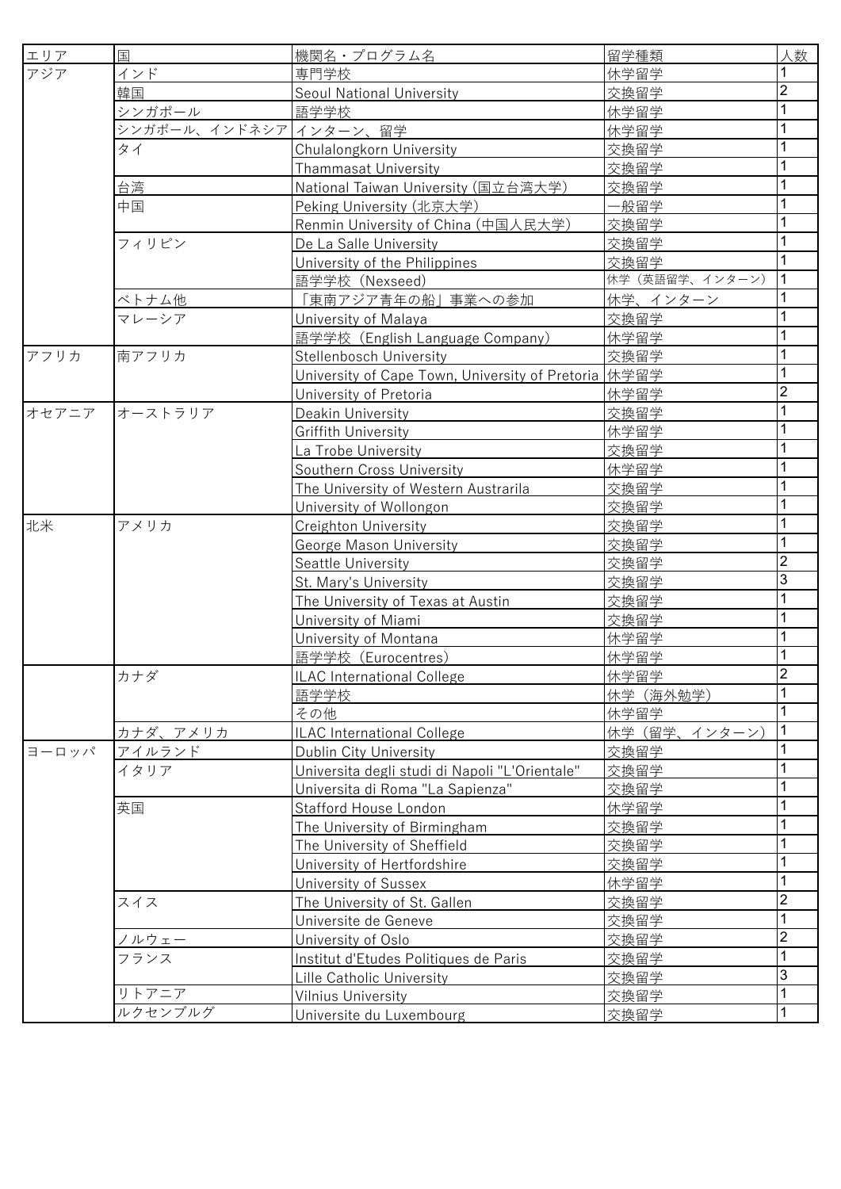| エリア | 国 | 機関名・プログラム名 | 留学種類 | 人数 |
|---|---|---|---|---|
| アジア | インド | 専門学校 | 休学留学 | 1 |
| | 韓国 | Seoul National University | 交換留学 | 2 |
| | シンガポール | 語学学校 | 休学留学 | 1 |
| | シンガポール、インドネシア | インターン、留学 | 休学留学 | 1 |
| | タイ | Chulalongkorn University | 交換留学 | 1 |
| | | Thammasat University | 交換留学 | 1 |
| | 台湾 | National Taiwan University (国立台湾大学) | 交換留学 | 1 |
| | 中国 | Peking University (北京大学) | 一般留学 | 1 |
| | | Renmin University of China (中国人民大学) | 交換留学 | 1 |
| | フィリピン | De La Salle University | 交換留学 | 1 |
| | | University of the Philippines | 交換留学 | 1 |
| | | 語学学校（Nexseed) | 休学（英語留学、インターン） | 1 |
| | ベトナム他 | 「東南アジア青年の船」事業への参加 | 休学、インターン | 1 |
| | マレーシア | University of Malaya | 交換留学 | 1 |
| | | 語学学校（English Language Company) | 休学留学 | 1 |
| アフリカ | 南アフリカ | Stellenbosch University | 交換留学 | 1 |
| | | University of Cape Town, University of Pretoria | 休学留学 | 1 |
| | | University of Pretoria | 休学留学 | 2 |
| オセアニア | オーストラリア | Deakin University | 交換留学 | 1 |
| | | Griffith University | 休学留学 | 1 |
| | | La Trobe University | 交換留学 | 1 |
| | | Southern Cross University | 休学留学 | 1 |
| | | The University of Western Austrarila | 交換留学 | 1 |
| | | University of Wollongon | 交換留学 | 1 |
| 北米 | アメリカ | Creighton University | 交換留学 | 1 |
| | | George Mason University | 交換留学 | 1 |
| | | Seattle University | 交換留学 | 2 |
| | | St. Mary's University | 交換留学 | 3 |
| | | The University of Texas at Austin | 交換留学 | 1 |
| | | University of Miami | 交換留学 | 1 |
| | | University of Montana | 休学留学 | 1 |
| | | 語学学校（Eurocentres) | 休学留学 | 1 |
| | カナダ | ILAC International College | 休学留学 | 2 |
| | | 語学学校 | 休学（海外勉学） | 1 |
| | | その他 | 休学留学 | 1 |
| | カナダ、アメリカ | ILAC International College | 休学（留学、インターン） | 1 |
| ヨーロッパ | アイルランド | Dublin City University | 交換留学 | 1 |
| | イタリア | Universita degli studi di Napoli "L'Orientale" | 交換留学 | 1 |
| | | Universita di Roma "La Sapienza" | 交換留学 | 1 |
| | 英国 | Stafford House London | 休学留学 | 1 |
| | | The University of Birmingham | 交換留学 | 1 |
| | | The University of Sheffield | 交換留学 | 1 |
| | | University of Hertfordshire | 交換留学 | 1 |
| | | University of Sussex | 休学留学 | 1 |
| | スイス | The University of St. Gallen | 交換留学 | 2 |
| | | Universite de Geneve | 交換留学 | 1 |
| | ノルウェー | University of Oslo | 交換留学 | 2 |
| | フランス | Institut d'Etudes Politiques de Paris | 交換留学 | 1 |
| | | Lille Catholic University | 交換留学 | 3 |
| | リトアニア | Vilnius University | 交換留学 | 1 |
| | ルクセンブルグ | Universite du Luxembourg | 交換留学 | 1 |